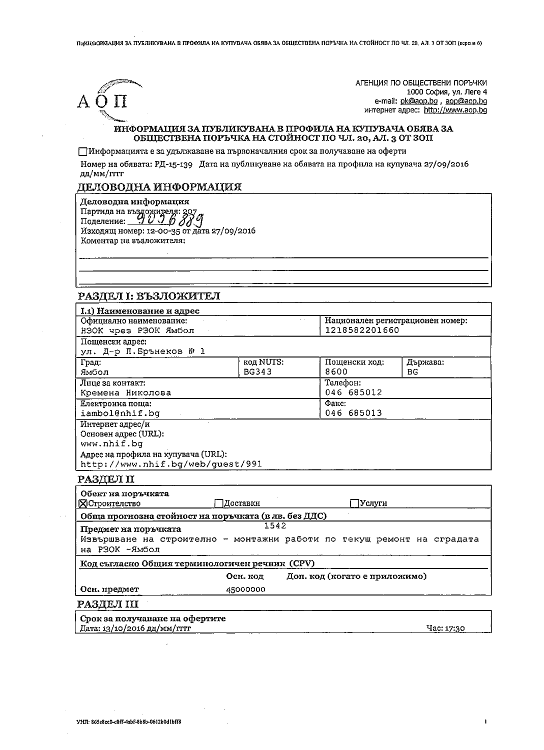АГЕНЦИЯ ПО ОБЩЕСТВЕНИ ПОРЪЧКИ
1000 София, ул. Леге 4
e-mail: pk@aop.bg , aop@aop.bg
интернет адрес: http://www.aop.bg

# ИНФОРМАЦИЯ ЗА ПУБЛИКУВАНА В ПРОФИЛА НА КУПУВАЧА ОБЯВА ЗА ОБЩЕСТВЕНА ПОРЪЧКА НА СТОЙНОСТ ПО ЧЛ. 20, АЛ. 3 ОТ ЗОП

☐ Информацията е за удължаване на първоначалния срок за получаване на оферти

Номер на обявата: РД-15-139 Дата на публикуване на обявата на профила на купувача 27/09/2016 дд/мм/гггг

## ДЕЛОВОДНА ИНФОРМАЦИЯ

**Деловодна информация**
Партида на възложителя: 207
Поделение: 9036889
Изходящ номер: 12-00-35 от дата 27/09/2016
Коментар на възложителя:

## РАЗДЕЛ I: ВЪЗЛОЖИТЕЛ

**I.1) Наименование и адрес**

| Официално наименование: | | Национален регистрационен номер: | |
|---|---|---|---|
| НЗОК чрез РЗОК Ямбол | | 1218582201660 | |
| Пощенски адрес: ул. Д-р П.Врънеков № 1 | | | |
| Град: Ямбол | код NUTS: BG343 | Пощенски код: 8600 | Държава: BG |
| Лице за контакт: Кремена Николова | | Телефон: 046 685012 | |
| Електронна поща: iambol@nhif.bg | | Факс: 046 685013 | |

Интернет адрес/и
Основен адрес (URL):
www.nhif.bg
Адрес на профила на купувача (URL):
http://www.nhif.bg/web/guest/991

## РАЗДЕЛ II

**Обект на поръчката**
☒ Строителство ☐ Доставки ☐ Услуги

**Обща прогнозна стойност на поръчката (в лв. без ДДС)**
1542

**Предмет на поръчката**
Извършване на строително - монтажни работи по текущ ремонт на сградата на РЗОК -Ямбол

**Код съгласно Общия терминологичен речник (CPV)**

| | Осн. код | Доп. код (когато е приложимо) |
|---|---|---|
| **Осн. предмет** | 45000000 | |

## РАЗДЕЛ III

**Срок за получаване на офертите**
Дата: 13/10/2016 дд/мм/гггг Час: 17:30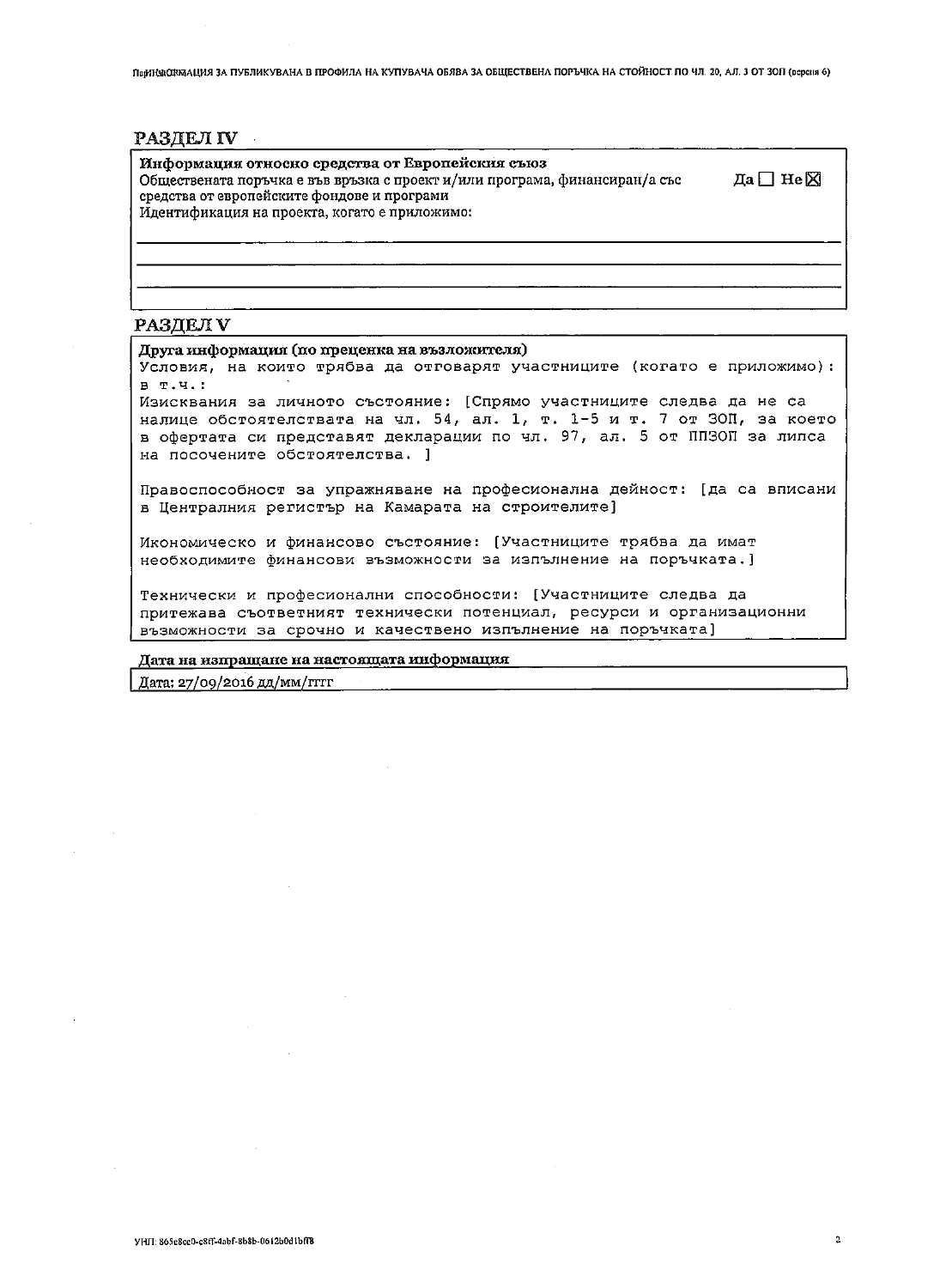## РАЗДЕЛ IV

**Информация относно средства от Европейския съюз**

Обществената поръчка е във връзка с проект и/или програма, финансиран/а със средства от европейските фондове и програми Да ☐ Не ☒

Идентификация на проекта, когато е приложимо:

## РАЗДЕЛ V

**Друга информация (по преценка на възложителя)**

Условия, на които трябва да отговарят участниците (когато е приложимо): в т.ч.:

Изисквания за личното състояние: [Спрямо участниците следва да не са налице обстоятелствата на чл. 54, ал. 1, т. 1-5 и т. 7 от ЗОП, за което в офертата си представят декларации по чл. 97, ал. 5 от ППЗОП за липса на посочените обстоятелства. ]

Правоспособност за упражняване на професионална дейност: [да са вписани в Централния регистър на Камарата на строителите]

Икономическо и финансово състояние: [Участниците трябва да имат необходимите финансови възможности за изпълнение на поръчката.]

Технически и професионални способности: [Участниците следва да притежава съответният технически потенциал, ресурси и организационни възможности за срочно и качествено изпълнение на поръчката]

**Дата на изпращане на настоящата информация**

Дата: 27/09/2016 дд/мм/гггг

УНП: 865e8ce0-c8f7-4abf-8b8b-0612b0d1bff8